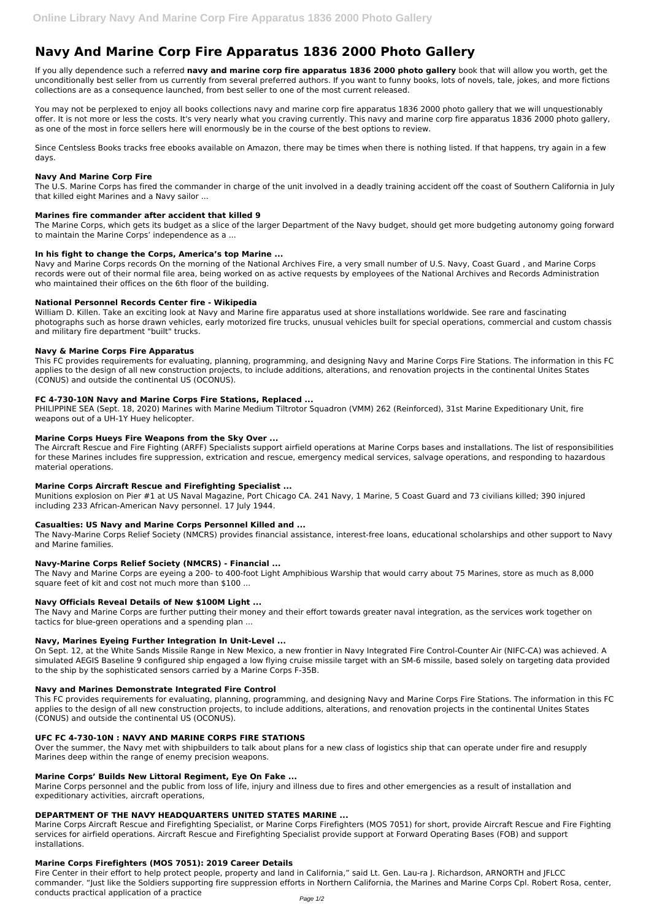# Navy And Marine Corp Fire Apparatus 1836 2000 Photo Gallery

If you ally dependence such a referred **navy and marine corp fire apparatus 1836 2000 photo gallery** book that will allow you worth, get the unconditionally best seller from us currently from several preferred authors. If you want to funny books, lots of novels, tale, jokes, and more fictions collections are as a consequence launched, from best seller to one of the most current released.

You may not be perplexed to enjoy all books collections navy and marine corp fire apparatus 1836 2000 photo gallery that we will unquestionably offer. It is not more or less the costs. It's very nearly what you craving currently. This navy and marine corp fire apparatus 1836 2000 photo gallery, as one of the most in force sellers here will enormously be in the course of the best options to review.

Since Centsless Books tracks free ebooks available on Amazon, there may be times when there is nothing listed. If that happens, try again in a few days.

### Navy And Marine Corp Fire

The U.S. Marine Corps has fired the commander in charge of the unit involved in a deadly training accident off the coast of Southern California in July that killed eight Marines and a Navy sailor ...

### Marines fire commander after accident that killed 9

The Marine Corps, which gets its budget as a slice of the larger Department of the Navy budget, should get more budgeting autonomy going forward to maintain the Marine Corps' independence as a ...

### In his fight to change the Corps, America's top Marine ...

Navy and Marine Corps records On the morning of the National Archives Fire, a very small number of U.S. Navy, Coast Guard , and Marine Corps records were out of their normal file area, being worked on as active requests by employees of the National Archives and Records Administration who maintained their offices on the 6th floor of the building.

### National Personnel Records Center fire - Wikipedia

William D. Killen. Take an exciting look at Navy and Marine fire apparatus used at shore installations worldwide. See rare and fascinating photographs such as horse drawn vehicles, early motorized fire trucks, unusual vehicles built for special operations, commercial and custom chassis and military fire department "built" trucks.

### Navy & Marine Corps Fire Apparatus

This FC provides requirements for evaluating, planning, programming, and designing Navy and Marine Corps Fire Stations. The information in this FC applies to the design of all new construction projects, to include additions, alterations, and renovation projects in the continental Unites States (CONUS) and outside the continental US (OCONUS).

### FC 4-730-10N Navy and Marine Corps Fire Stations, Replaced ...

PHILIPPINE SEA (Sept. 18, 2020) Marines with Marine Medium Tiltrotor Squadron (VMM) 262 (Reinforced), 31st Marine Expeditionary Unit, fire weapons out of a UH-1Y Huey helicopter.

### Marine Corps Hueys Fire Weapons from the Sky Over ...

The Aircraft Rescue and Fire Fighting (ARFF) Specialists support airfield operations at Marine Corps bases and installations. The list of responsibilities for these Marines includes fire suppression, extrication and rescue, emergency medical services, salvage operations, and responding to hazardous material operations.

### Marine Corps Aircraft Rescue and Firefighting Specialist ...

Munitions explosion on Pier #1 at US Naval Magazine, Port Chicago CA. 241 Navy, 1 Marine, 5 Coast Guard and 73 civilians killed; 390 injured including 233 African-American Navy personnel. 17 July 1944.

### Casualties: US Navy and Marine Corps Personnel Killed and ...

The Navy-Marine Corps Relief Society (NMCRS) provides financial assistance, interest-free loans, educational scholarships and other support to Navy and Marine families.

### Navy-Marine Corps Relief Society (NMCRS) - Financial ...

The Navy and Marine Corps are eyeing a 200- to 400-foot Light Amphibious Warship that would carry about 75 Marines, store as much as 8,000 square feet of kit and cost not much more than $100 ...

### Navy Officials Reveal Details of New $100M Light ...

The Navy and Marine Corps are further putting their money and their effort towards greater naval integration, as the services work together on tactics for blue-green operations and a spending plan ...

### Navy, Marines Eyeing Further Integration In Unit-Level ...

On Sept. 12, at the White Sands Missile Range in New Mexico, a new frontier in Navy Integrated Fire Control-Counter Air (NIFC-CA) was achieved. A simulated AEGIS Baseline 9 configured ship engaged a low flying cruise missile target with an SM-6 missile, based solely on targeting data provided to the ship by the sophisticated sensors carried by a Marine Corps F-35B.

### Navy and Marines Demonstrate Integrated Fire Control

This FC provides requirements for evaluating, planning, programming, and designing Navy and Marine Corps Fire Stations. The information in this FC applies to the design of all new construction projects, to include additions, alterations, and renovation projects in the continental Unites States (CONUS) and outside the continental US (OCONUS).

### UFC FC 4-730-10N : NAVY AND MARINE CORPS FIRE STATIONS

Over the summer, the Navy met with shipbuilders to talk about plans for a new class of logistics ship that can operate under fire and resupply Marines deep within the range of enemy precision weapons.

### Marine Corps' Builds New Littoral Regiment, Eye On Fake ...

Marine Corps personnel and the public from loss of life, injury and illness due to fires and other emergencies as a result of installation and expeditionary activities, aircraft operations,

### DEPARTMENT OF THE NAVY HEADQUARTERS UNITED STATES MARINE ...

Marine Corps Aircraft Rescue and Firefighting Specialist, or Marine Corps Firefighters (MOS 7051) for short, provide Aircraft Rescue and Fire Fighting services for airfield operations. Aircraft Rescue and Firefighting Specialist provide support at Forward Operating Bases (FOB) and support installations.

### Marine Corps Firefighters (MOS 7051): 2019 Career Details

Fire Center in their effort to help protect people, property and land in California," said Lt. Gen. Lau-ra J. Richardson, ARNORTH and JFLCC commander. "Just like the Soldiers supporting fire suppression efforts in Northern California, the Marines and Marine Corps Cpl. Robert Rosa, center, conducts practical application of a practice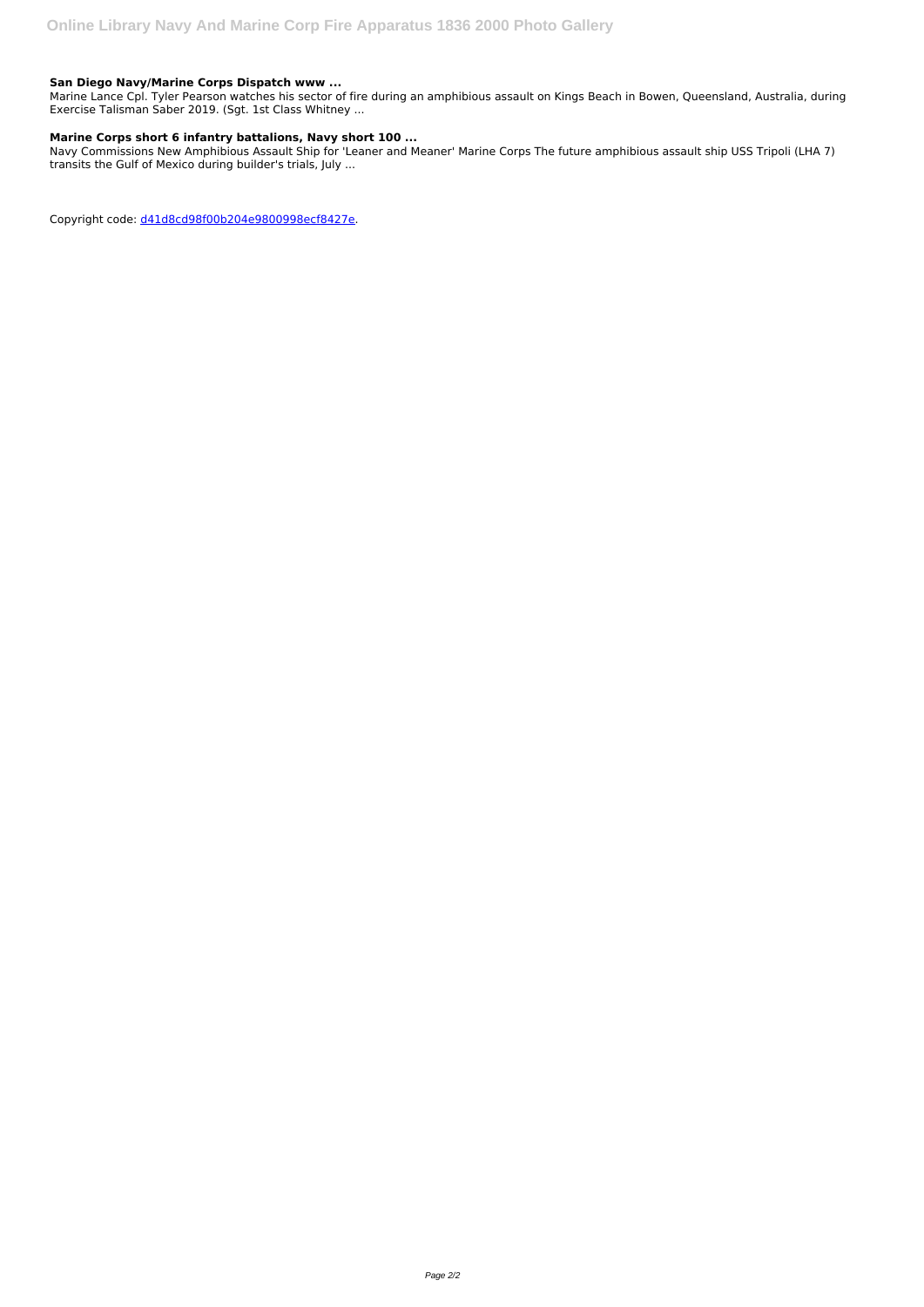**San Diego Navy/Marine Corps Dispatch www ...**

Marine Lance Cpl. Tyler Pearson watches his sector of fire during an amphibious assault on Kings Beach in Bowen, Queensland, Australia, during Exercise Talisman Saber 2019. (Sgt. 1st Class Whitney ...

**Marine Corps short 6 infantry battalions, Navy short 100 ...**

Navy Commissions New Amphibious Assault Ship for 'Leaner and Meaner' Marine Corps The future amphibious assault ship USS Tripoli (LHA 7) transits the Gulf of Mexico during builder's trials, July ...

Copyright code: d41d8cd98f00b204e9800998ecf8427e.